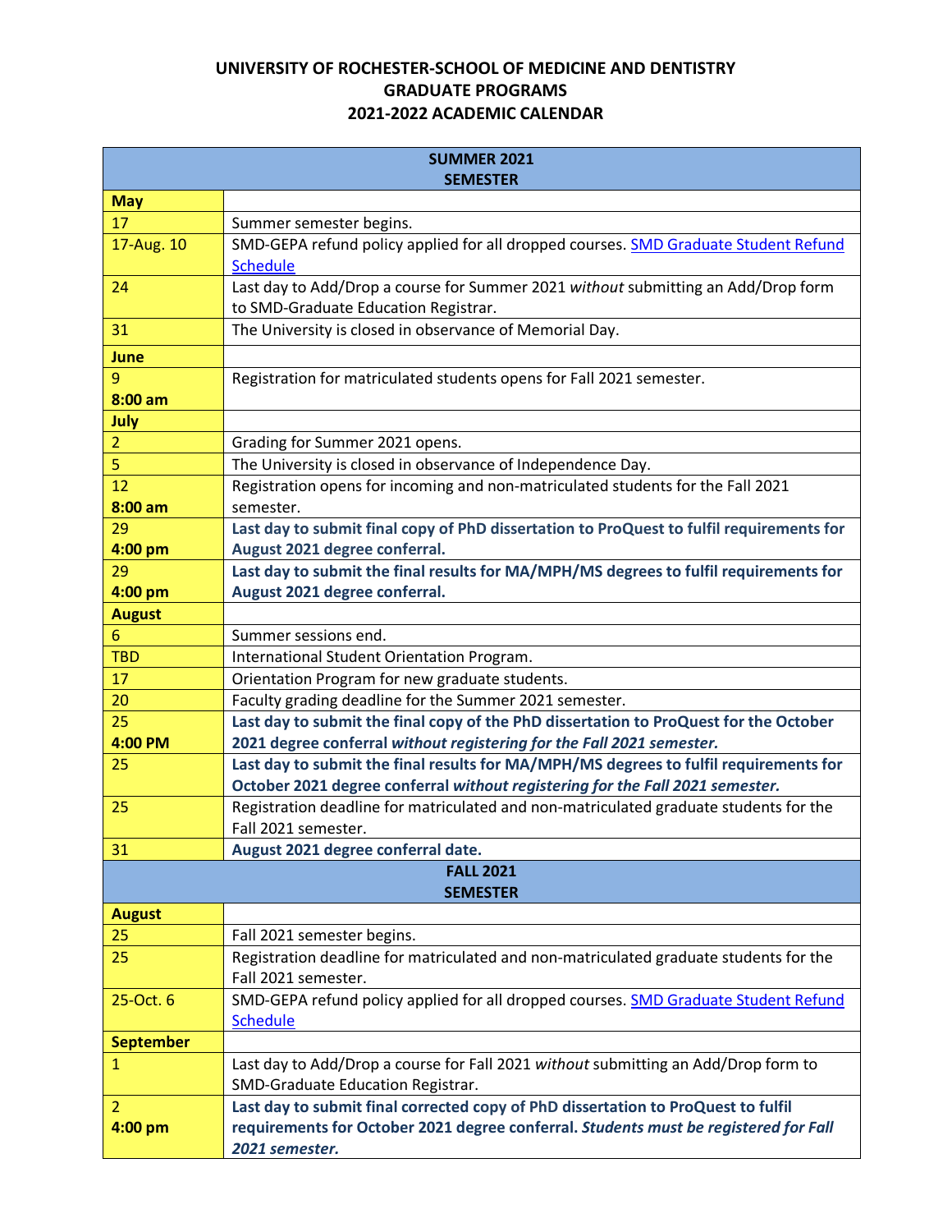# UNIVERSITY OF ROCHESTER-SCHOOL OF MEDICINE AND DENTISTRY
## GRADUATE PROGRAMS
## 2021-2022 ACADEMIC CALENDAR

| **SUMMER 2021 SEMESTER** | |
|---|---|
| **May** | |
| 17 | Summer semester begins. |
| 17-Aug. 10 | SMD-GEPA refund policy applied for all dropped courses. [SMD Graduate Student Refund Schedule] |
| 24 | Last day to Add/Drop a course for Summer 2021 *without* submitting an Add/Drop form to SMD-Graduate Education Registrar. |
| 31 | The University is closed in observance of Memorial Day. |
| **June** | |
| 9 **8:00 am** | Registration for matriculated students opens for Fall 2021 semester. |
| **July** | |
| 2 | Grading for Summer 2021 opens. |
| 5 | The University is closed in observance of Independence Day. |
| 12 **8:00 am** | Registration opens for incoming and non-matriculated students for the Fall 2021 semester. |
| 29 **4:00 pm** | **Last day to submit final copy of PhD dissertation to ProQuest to fulfil requirements for August 2021 degree conferral.** |
| 29 **4:00 pm** | **Last day to submit the final results for MA/MPH/MS degrees to fulfil requirements for August 2021 degree conferral.** |
| **August** | |
| 6 | Summer sessions end. |
| TBD | International Student Orientation Program. |
| 17 | Orientation Program for new graduate students. |
| 20 | Faculty grading deadline for the Summer 2021 semester. |
| 25 **4:00 PM** | **Last day to submit the final copy of the PhD dissertation to ProQuest for the October 2021 degree conferral *without registering for the Fall 2021 semester.*** |
| 25 | **Last day to submit the final results for MA/MPH/MS degrees to fulfil requirements for October 2021 degree conferral *without registering for the Fall 2021 semester.*** |
| 25 | Registration deadline for matriculated and non-matriculated graduate students for the Fall 2021 semester. |
| 31 | **August 2021 degree conferral date.** |
| **FALL 2021 SEMESTER** | |
| **August** | |
| 25 | Fall 2021 semester begins. |
| 25 | Registration deadline for matriculated and non-matriculated graduate students for the Fall 2021 semester. |
| 25-Oct. 6 | SMD-GEPA refund policy applied for all dropped courses. [SMD Graduate Student Refund Schedule] |
| **September** | |
| 1 | Last day to Add/Drop a course for Fall 2021 *without* submitting an Add/Drop form to SMD-Graduate Education Registrar. |
| 2 **4:00 pm** | **Last day to submit final corrected copy of PhD dissertation to ProQuest to fulfil requirements for October 2021 degree conferral. *Students must be registered for Fall 2021 semester.*** |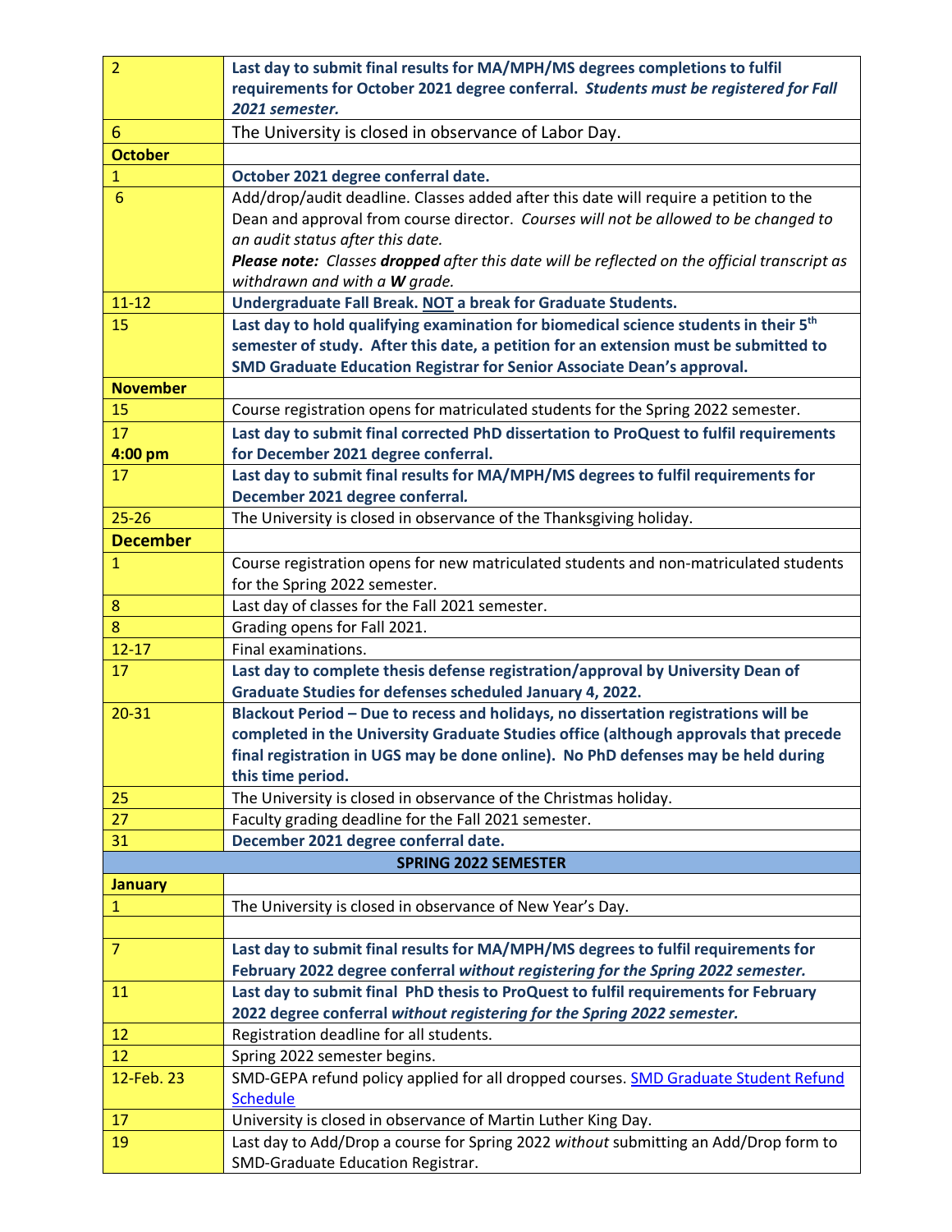| | |
|---|---|
| 2 | **Last day to submit final results for MA/MPH/MS degrees completions to fulfil requirements for October 2021 degree conferral. *Students must be registered for Fall 2021 semester.*** |
| 6 | The University is closed in observance of Labor Day. |
| **October** | |
| 1 | **October 2021 degree conferral date.** |
| 6 | Add/drop/audit deadline. Classes added after this date will require a petition to the Dean and approval from course director. *Courses will not be allowed to be changed to an audit status after this date.* ***Please note:*** *Classes* ***dropped*** *after this date will be reflected on the official transcript as withdrawn and with a* ***W*** *grade.* |
| 11-12 | **Undergraduate Fall Break. NOT a break for Graduate Students.** |
| 15 | **Last day to hold qualifying examination for biomedical science students in their 5th semester of study. After this date, a petition for an extension must be submitted to SMD Graduate Education Registrar for Senior Associate Dean's approval.** |
| **November** | |
| 15 | Course registration opens for matriculated students for the Spring 2022 semester. |
| 17 **4:00 pm** | **Last day to submit final corrected PhD dissertation to ProQuest to fulfil requirements for December 2021 degree conferral.** |
| 17 | **Last day to submit final results for MA/MPH/MS degrees to fulfil requirements for December 2021 degree conferral.** |
| 25-26 | The University is closed in observance of the Thanksgiving holiday. |
| **December** | |
| 1 | Course registration opens for new matriculated students and non-matriculated students for the Spring 2022 semester. |
| 8 | Last day of classes for the Fall 2021 semester. |
| 8 | Grading opens for Fall 2021. |
| 12-17 | Final examinations. |
| 17 | **Last day to complete thesis defense registration/approval by University Dean of Graduate Studies for defenses scheduled January 4, 2022.** |
| 20-31 | **Blackout Period – Due to recess and holidays, no dissertation registrations will be completed in the University Graduate Studies office (although approvals that precede final registration in UGS may be done online). No PhD defenses may be held during this time period.** |
| 25 | The University is closed in observance of the Christmas holiday. |
| 27 | Faculty grading deadline for the Fall 2021 semester. |
| 31 | **December 2021 degree conferral date.** |
| **SPRING 2022 SEMESTER** | |
| **January** | |
| 1 | The University is closed in observance of New Year's Day. |
| | |
| 7 | **Last day to submit final results for MA/MPH/MS degrees to fulfil requirements for February 2022 degree conferral *without registering for the Spring 2022 semester.*** |
| 11 | **Last day to submit final PhD thesis to ProQuest to fulfil requirements for February 2022 degree conferral *without registering for the Spring 2022 semester.*** |
| 12 | Registration deadline for all students. |
| 12 | Spring 2022 semester begins. |
| 12-Feb. 23 | SMD-GEPA refund policy applied for all dropped courses. SMD Graduate Student Refund Schedule |
| 17 | University is closed in observance of Martin Luther King Day. |
| 19 | Last day to Add/Drop a course for Spring 2022 *without* submitting an Add/Drop form to SMD-Graduate Education Registrar. |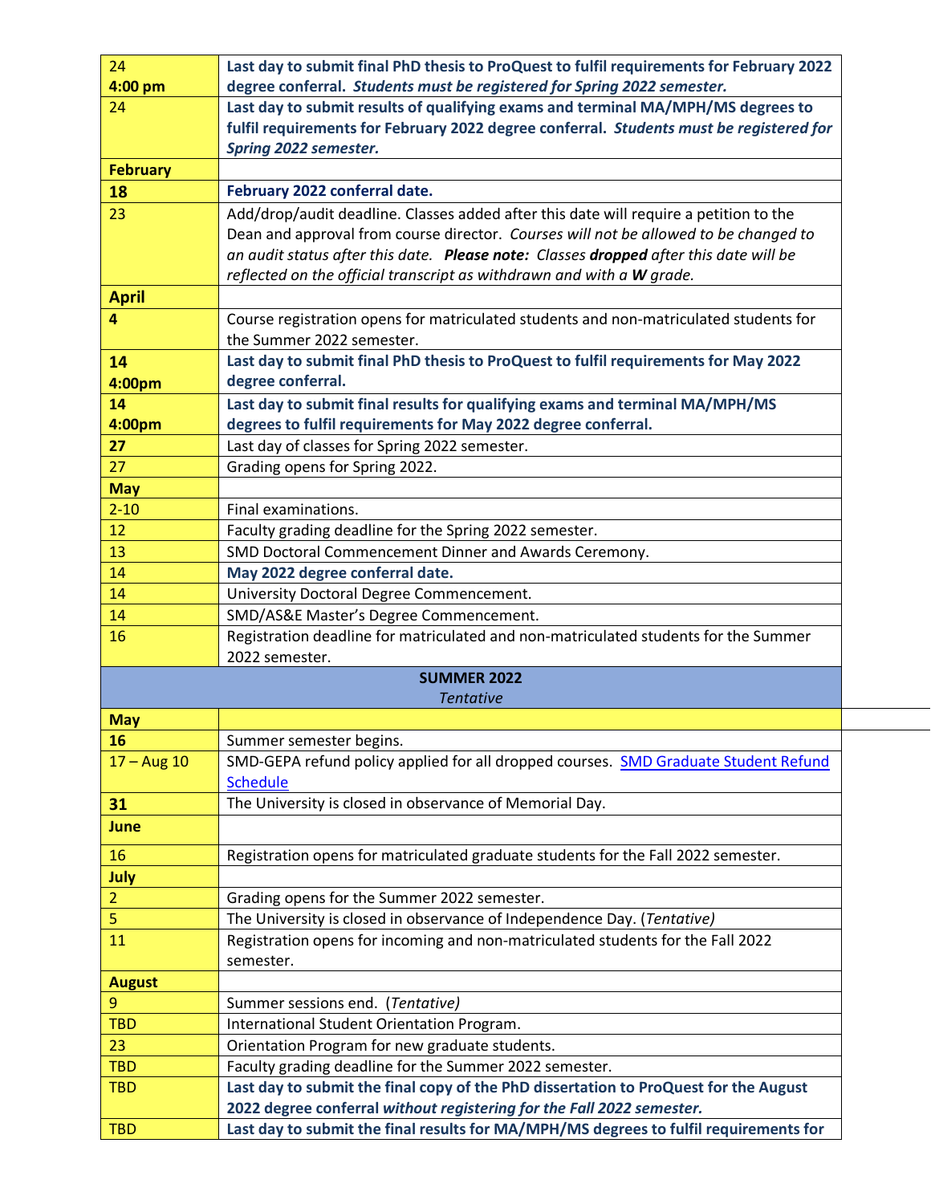| | |
|---|---|
| 24<br>**4:00 pm** | **Last day to submit final PhD thesis to ProQuest to fulfil requirements for February 2022 degree conferral. *Students must be registered for Spring 2022 semester.*** |
| 24 | **Last day to submit results of qualifying exams and terminal MA/MPH/MS degrees to fulfil requirements for February 2022 degree conferral. *Students must be registered for Spring 2022 semester.*** |
| **February** | |
| **18** | **February 2022 conferral date.** |
| 23 | Add/drop/audit deadline. Classes added after this date will require a petition to the Dean and approval from course director. *Courses will not be allowed to be changed to an audit status after this date.* ***Please note:*** *Classes* ***dropped*** *after this date will be reflected on the official transcript as withdrawn and with a* ***W*** *grade.* |
| **April** | |
| **4** | Course registration opens for matriculated students and non-matriculated students for the Summer 2022 semester. |
| **14<br>4:00pm** | **Last day to submit final PhD thesis to ProQuest to fulfil requirements for May 2022 degree conferral.** |
| **14<br>4:00pm** | **Last day to submit final results for qualifying exams and terminal MA/MPH/MS degrees to fulfil requirements for May 2022 degree conferral.** |
| **27** | Last day of classes for Spring 2022 semester. |
| 27 | Grading opens for Spring 2022. |
| **May** | |
| 2-10 | Final examinations. |
| 12 | Faculty grading deadline for the Spring 2022 semester. |
| 13 | SMD Doctoral Commencement Dinner and Awards Ceremony. |
| 14 | **May 2022 degree conferral date.** |
| 14 | University Doctoral Degree Commencement. |
| 14 | SMD/AS&E Master's Degree Commencement. |
| 16 | Registration deadline for matriculated and non-matriculated students for the Summer 2022 semester. |
| **SUMMER 2022**<br>*Tentative* | |
| **May** | |
| **16** | Summer semester begins. |
| 17 – Aug 10 | SMD-GEPA refund policy applied for all dropped courses. [SMD Graduate Student Refund Schedule]() |
| **31** | The University is closed in observance of Memorial Day. |
| **June** | |
| 16 | Registration opens for matriculated graduate students for the Fall 2022 semester. |
| **July** | |
| 2 | Grading opens for the Summer 2022 semester. |
| 5 | The University is closed in observance of Independence Day. (*Tentative)* |
| 11 | Registration opens for incoming and non-matriculated students for the Fall 2022 semester. |
| **August** | |
| 9 | Summer sessions end. (*Tentative)* |
| TBD | International Student Orientation Program. |
| 23 | Orientation Program for new graduate students. |
| TBD | Faculty grading deadline for the Summer 2022 semester. |
| TBD | **Last day to submit the final copy of the PhD dissertation to ProQuest for the August 2022 degree conferral *without registering for the Fall 2022 semester.*** |
| TBD | **Last day to submit the final results for MA/MPH/MS degrees to fulfil requirements for** |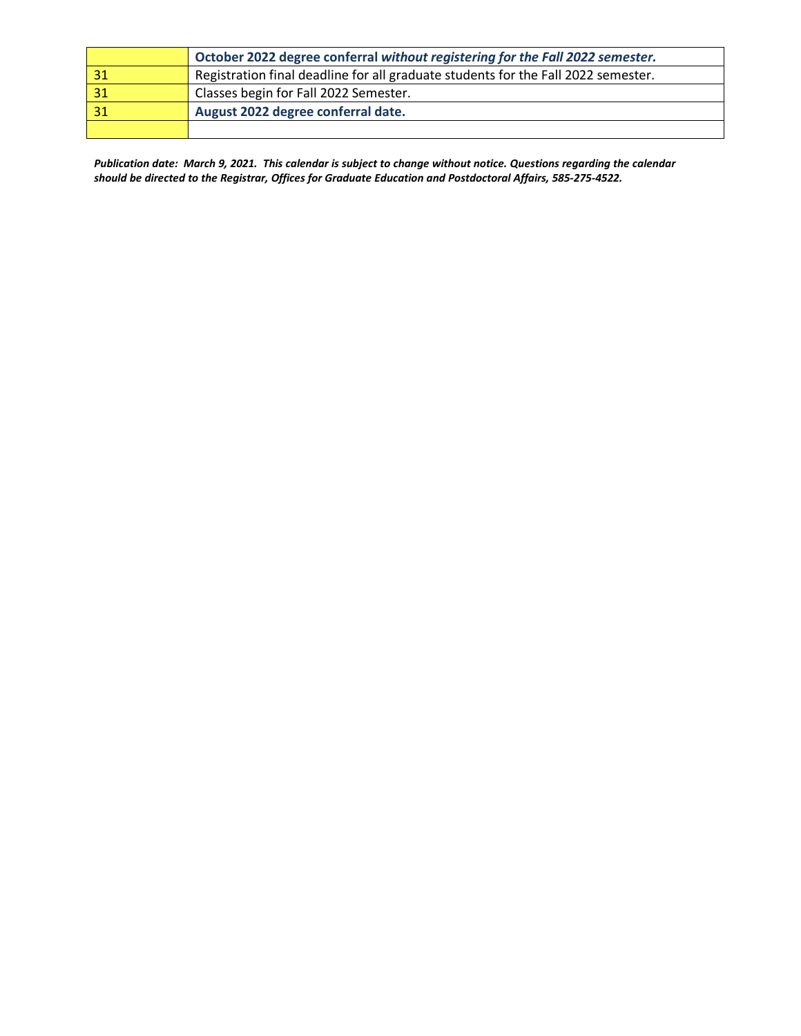| | |
|---|---|
| | **October 2022 degree conferral *without registering for the Fall 2022 semester.*** |
| 31 | Registration final deadline for all graduate students for the Fall 2022 semester. |
| 31 | Classes begin for Fall 2022 Semester. |
| 31 | **August 2022 degree conferral date.** |
| | |

***Publication date: March 9, 2021. This calendar is subject to change without notice. Questions regarding the calendar should be directed to the Registrar, Offices for Graduate Education and Postdoctoral Affairs, 585-275-4522.***